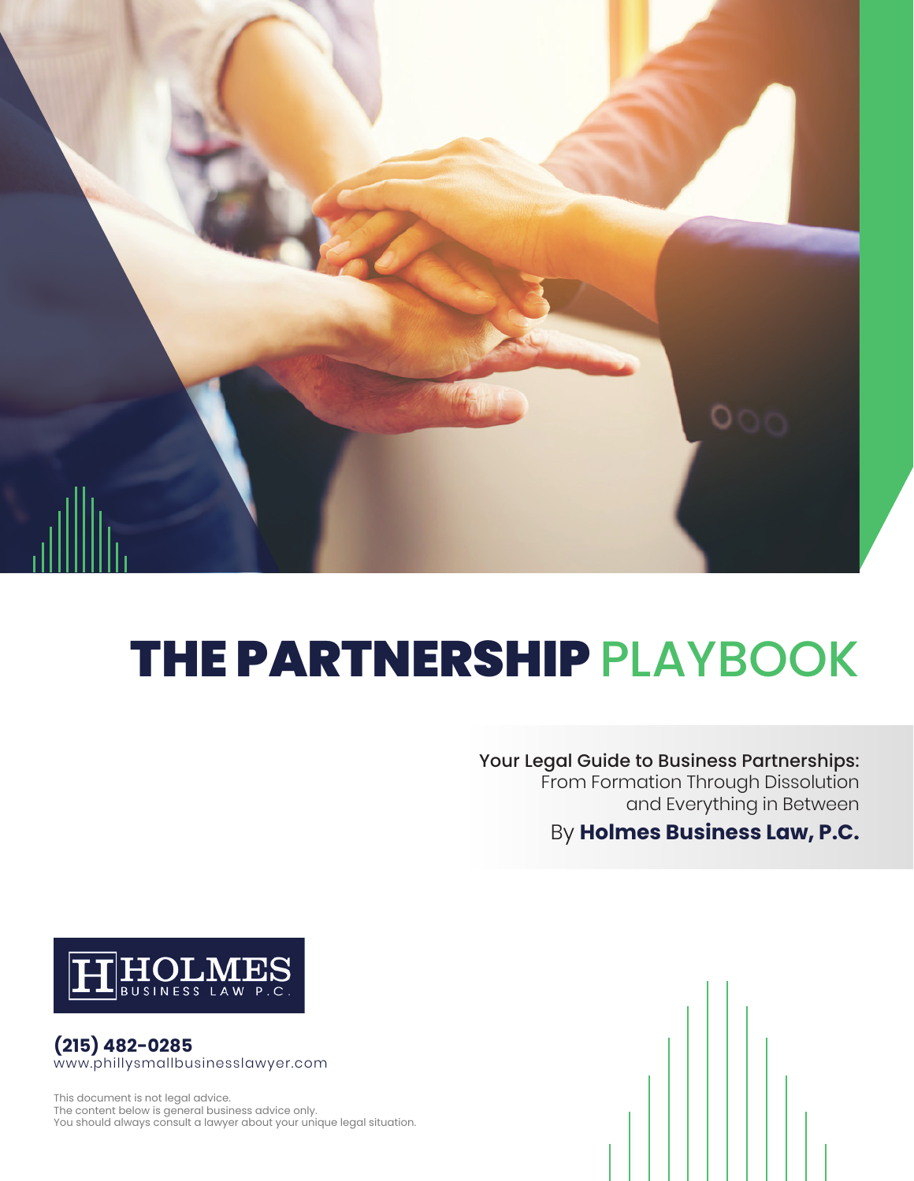# THE PARTNERSHIP PLAYBOOK

**Your Legal Guide to Business Partnerships:**
From Formation Through Dissolution
and Everything in Between

By **Holmes Business Law, P.C.**

HOLMES BUSINESS LAW P.C.

**(215) 482-0285**
www.phillysmallbusinesslawyer.com

This document is not legal advice.
The content below is general business advice only.
You should always consult a lawyer about your unique legal situation.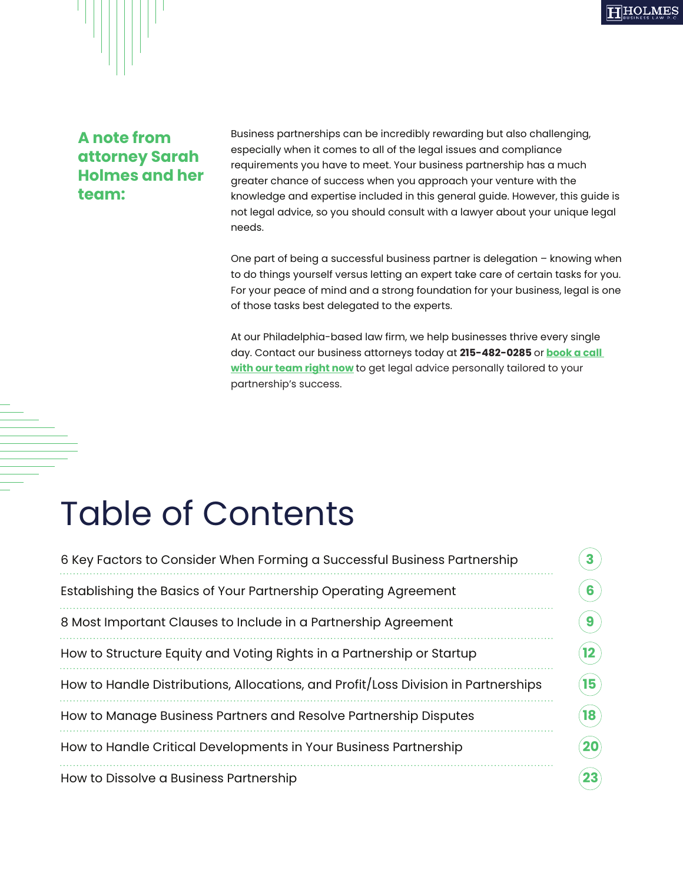## A note from attorney Sarah Holmes and her team:

Business partnerships can be incredibly rewarding but also challenging, especially when it comes to all of the legal issues and compliance requirements you have to meet. Your business partnership has a much greater chance of success when you approach your venture with the knowledge and expertise included in this general guide. However, this guide is not legal advice, so you should consult with a lawyer about your unique legal needs.

One part of being a successful business partner is delegation – knowing when to do things yourself versus letting an expert take care of certain tasks for you. For your peace of mind and a strong foundation for your business, legal is one of those tasks best delegated to the experts.

At our Philadelphia-based law firm, we help businesses thrive every single day. Contact our business attorneys today at **215-482-0285** or **book a call with our team right now** to get legal advice personally tailored to your partnership's success.

# Table of Contents

| | |
|---|---|
| 6 Key Factors to Consider When Forming a Successful Business Partnership | 3 |
| Establishing the Basics of Your Partnership Operating Agreement | 6 |
| 8 Most Important Clauses to Include in a Partnership Agreement | 9 |
| How to Structure Equity and Voting Rights in a Partnership or Startup | 12 |
| How to Handle Distributions, Allocations, and Profit/Loss Division in Partnerships | 15 |
| How to Manage Business Partners and Resolve Partnership Disputes | 18 |
| How to Handle Critical Developments in Your Business Partnership | 20 |
| How to Dissolve a Business Partnership | 23 |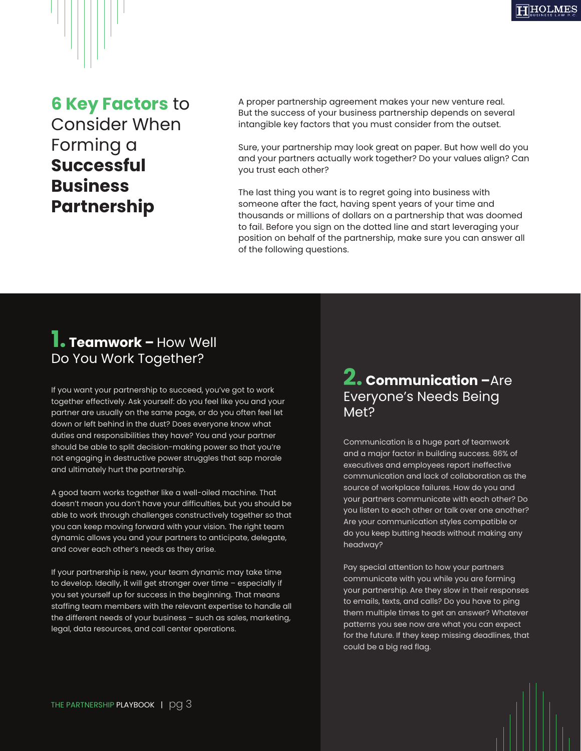# 6 Key Factors to Consider When Forming a Successful Business Partnership

A proper partnership agreement makes your new venture real. But the success of your business partnership depends on several intangible key factors that you must consider from the outset.

Sure, your partnership may look great on paper. But how well do you and your partners actually work together? Do your values align? Can you trust each other?

The last thing you want is to regret going into business with someone after the fact, having spent years of your time and thousands or millions of dollars on a partnership that was doomed to fail. Before you sign on the dotted line and start leveraging your position on behalf of the partnership, make sure you can answer all of the following questions.

## 1. Teamwork – How Well Do You Work Together?

If you want your partnership to succeed, you've got to work together effectively. Ask yourself: do you feel like you and your partner are usually on the same page, or do you often feel let down or left behind in the dust? Does everyone know what duties and responsibilities they have? You and your partner should be able to split decision-making power so that you're not engaging in destructive power struggles that sap morale and ultimately hurt the partnership.

A good team works together like a well-oiled machine. That doesn't mean you don't have your difficulties, but you should be able to work through challenges constructively together so that you can keep moving forward with your vision. The right team dynamic allows you and your partners to anticipate, delegate, and cover each other's needs as they arise.

If your partnership is new, your team dynamic may take time to develop. Ideally, it will get stronger over time – especially if you set yourself up for success in the beginning. That means staffing team members with the relevant expertise to handle all the different needs of your business – such as sales, marketing, legal, data resources, and call center operations.

## 2. Communication – Are Everyone's Needs Being Met?

Communication is a huge part of teamwork and a major factor in building success. 86% of executives and employees report ineffective communication and lack of collaboration as the source of workplace failures. How do you and your partners communicate with each other? Do you listen to each other or talk over one another? Are your communication styles compatible or do you keep butting heads without making any headway?

Pay special attention to how your partners communicate with you while you are forming your partnership. Are they slow in their responses to emails, texts, and calls? Do you have to ping them multiple times to get an answer? Whatever patterns you see now are what you can expect for the future. If they keep missing deadlines, that could be a big red flag.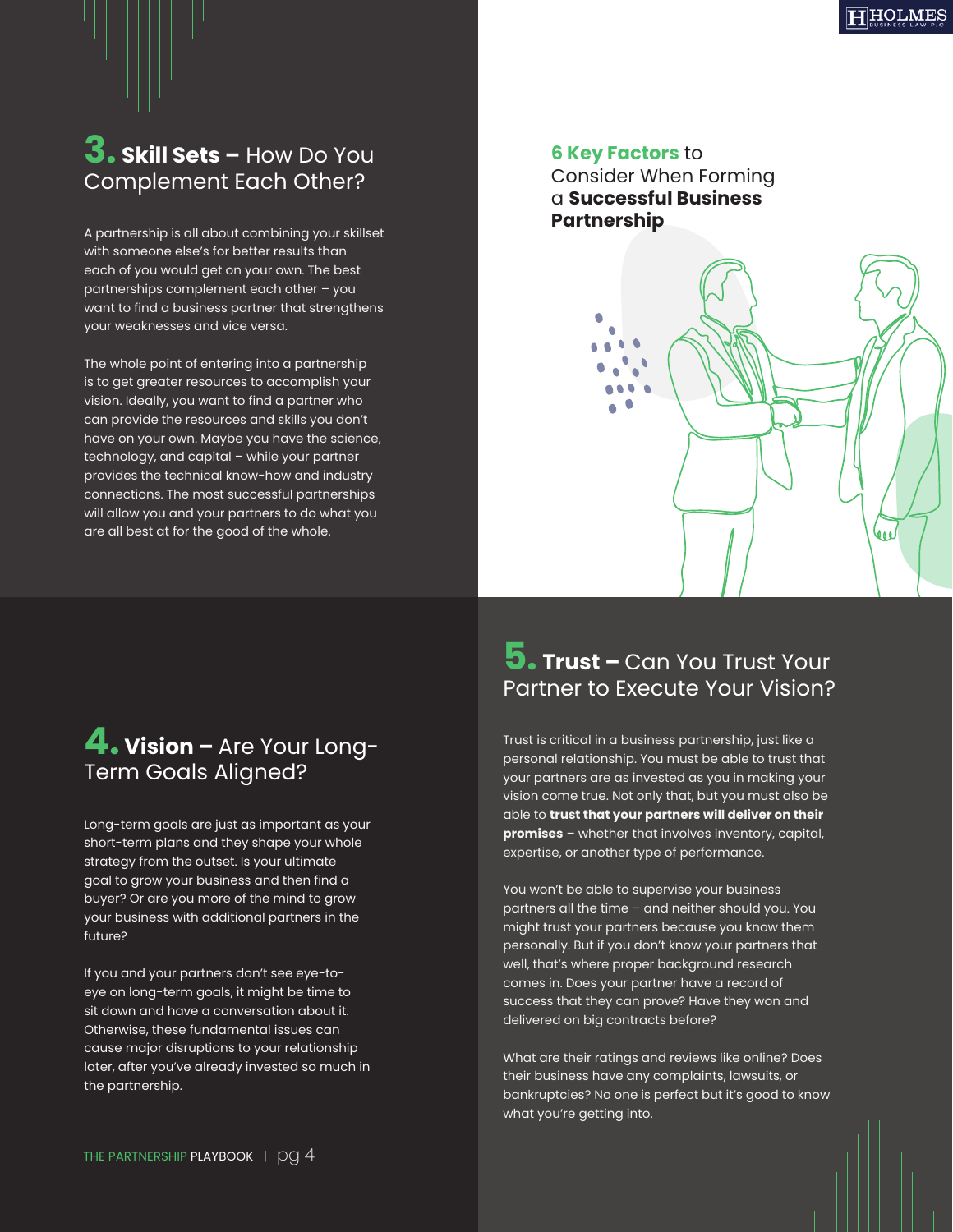## 3. **Skill Sets –** How Do You Complement Each Other?

A partnership is all about combining your skillset with someone else's for better results than each of you would get on your own. The best partnerships complement each other – you want to find a business partner that strengthens your weaknesses and vice versa.

The whole point of entering into a partnership is to get greater resources to accomplish your vision. Ideally, you want to find a partner who can provide the resources and skills you don't have on your own. Maybe you have the science, technology, and capital – while your partner provides the technical know-how and industry connections. The most successful partnerships will allow you and your partners to do what you are all best at for the good of the whole.

**6 Key Factors** to Consider When Forming a **Successful Business Partnership**

## 4. **Vision –** Are Your Long-Term Goals Aligned?

Long-term goals are just as important as your short-term plans and they shape your whole strategy from the outset. Is your ultimate goal to grow your business and then find a buyer? Or are you more of the mind to grow your business with additional partners in the future?

If you and your partners don't see eye-to-eye on long-term goals, it might be time to sit down and have a conversation about it. Otherwise, these fundamental issues can cause major disruptions to your relationship later, after you've already invested so much in the partnership.

## 5. **Trust –** Can You Trust Your Partner to Execute Your Vision?

Trust is critical in a business partnership, just like a personal relationship. You must be able to trust that your partners are as invested as you in making your vision come true. Not only that, but you must also be able to **trust that your partners will deliver on their promises** – whether that involves inventory, capital, expertise, or another type of performance.

You won't be able to supervise your business partners all the time – and neither should you. You might trust your partners because you know them personally. But if you don't know your partners that well, that's where proper background research comes in. Does your partner have a record of success that they can prove? Have they won and delivered on big contracts before?

What are their ratings and reviews like online? Does their business have any complaints, lawsuits, or bankruptcies? No one is perfect but it's good to know what you're getting into.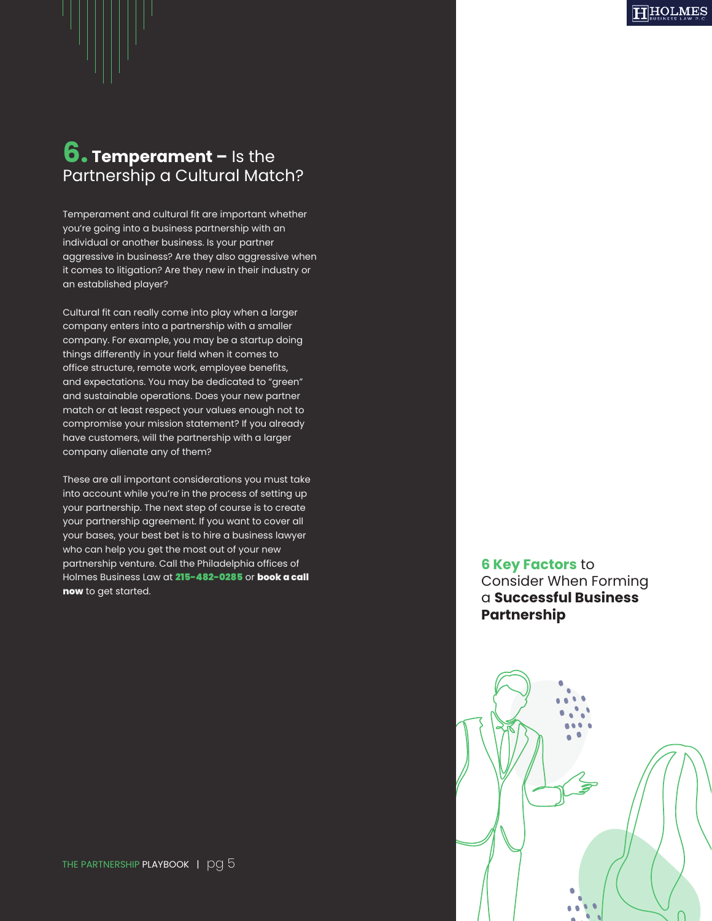## 6. **Temperament –** Is the Partnership a Cultural Match?

Temperament and cultural fit are important whether you're going into a business partnership with an individual or another business. Is your partner aggressive in business? Are they also aggressive when it comes to litigation? Are they new in their industry or an established player?

Cultural fit can really come into play when a larger company enters into a partnership with a smaller company. For example, you may be a startup doing things differently in your field when it comes to office structure, remote work, employee benefits, and expectations. You may be dedicated to "green" and sustainable operations. Does your new partner match or at least respect your values enough not to compromise your mission statement? If you already have customers, will the partnership with a larger company alienate any of them?

These are all important considerations you must take into account while you're in the process of setting up your partnership. The next step of course is to create your partnership agreement. If you want to cover all your bases, your best bet is to hire a business lawyer who can help you get the most out of your new partnership venture. Call the Philadelphia offices of Holmes Business Law at **215-482-0285** or **book a call now** to get started.

**6 Key Factors** to Consider When Forming a **Successful Business Partnership**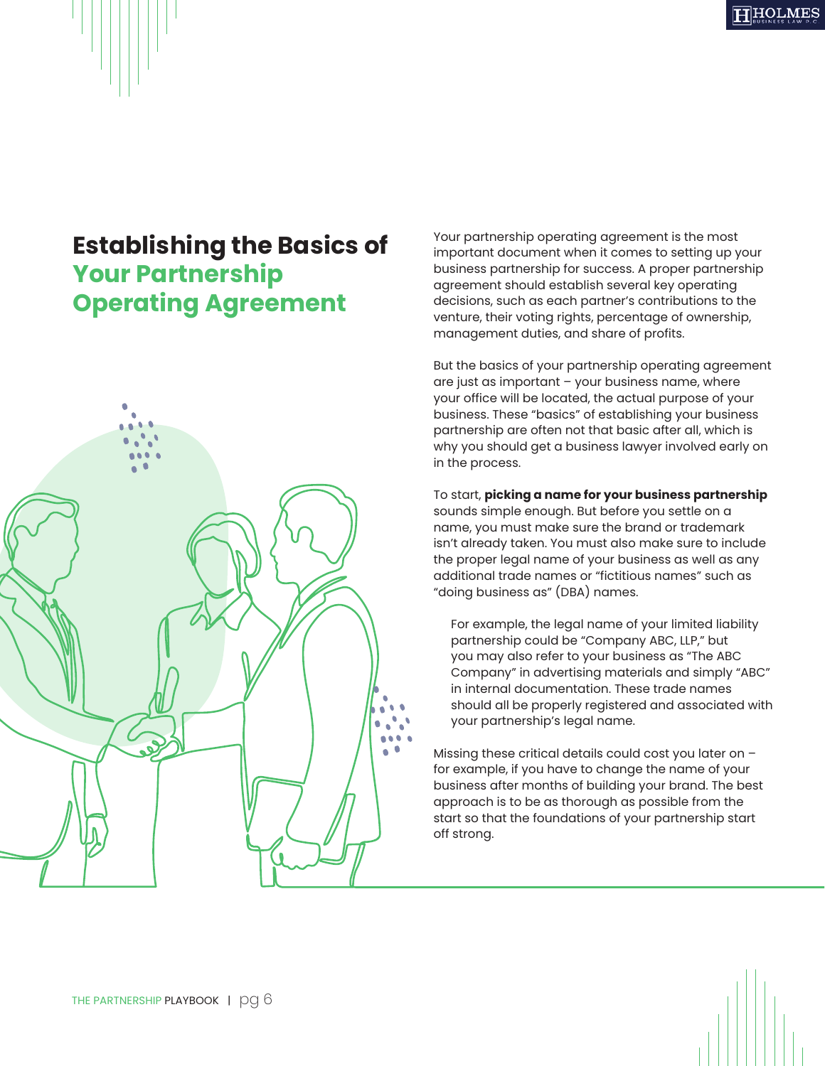## Establishing the Basics of Your Partnership Operating Agreement

Your partnership operating agreement is the most important document when it comes to setting up your business partnership for success. A proper partnership agreement should establish several key operating decisions, such as each partner's contributions to the venture, their voting rights, percentage of ownership, management duties, and share of profits.

But the basics of your partnership operating agreement are just as important – your business name, where your office will be located, the actual purpose of your business. These "basics" of establishing your business partnership are often not that basic after all, which is why you should get a business lawyer involved early on in the process.

To start, **picking a name for your business partnership** sounds simple enough. But before you settle on a name, you must make sure the brand or trademark isn't already taken. You must also make sure to include the proper legal name of your business as well as any additional trade names or "fictitious names" such as "doing business as" (DBA) names.

> For example, the legal name of your limited liability partnership could be "Company ABC, LLP," but you may also refer to your business as "The ABC Company" in advertising materials and simply "ABC" in internal documentation. These trade names should all be properly registered and associated with your partnership's legal name.

Missing these critical details could cost you later on – for example, if you have to change the name of your business after months of building your brand. The best approach is to be as thorough as possible from the start so that the foundations of your partnership start off strong.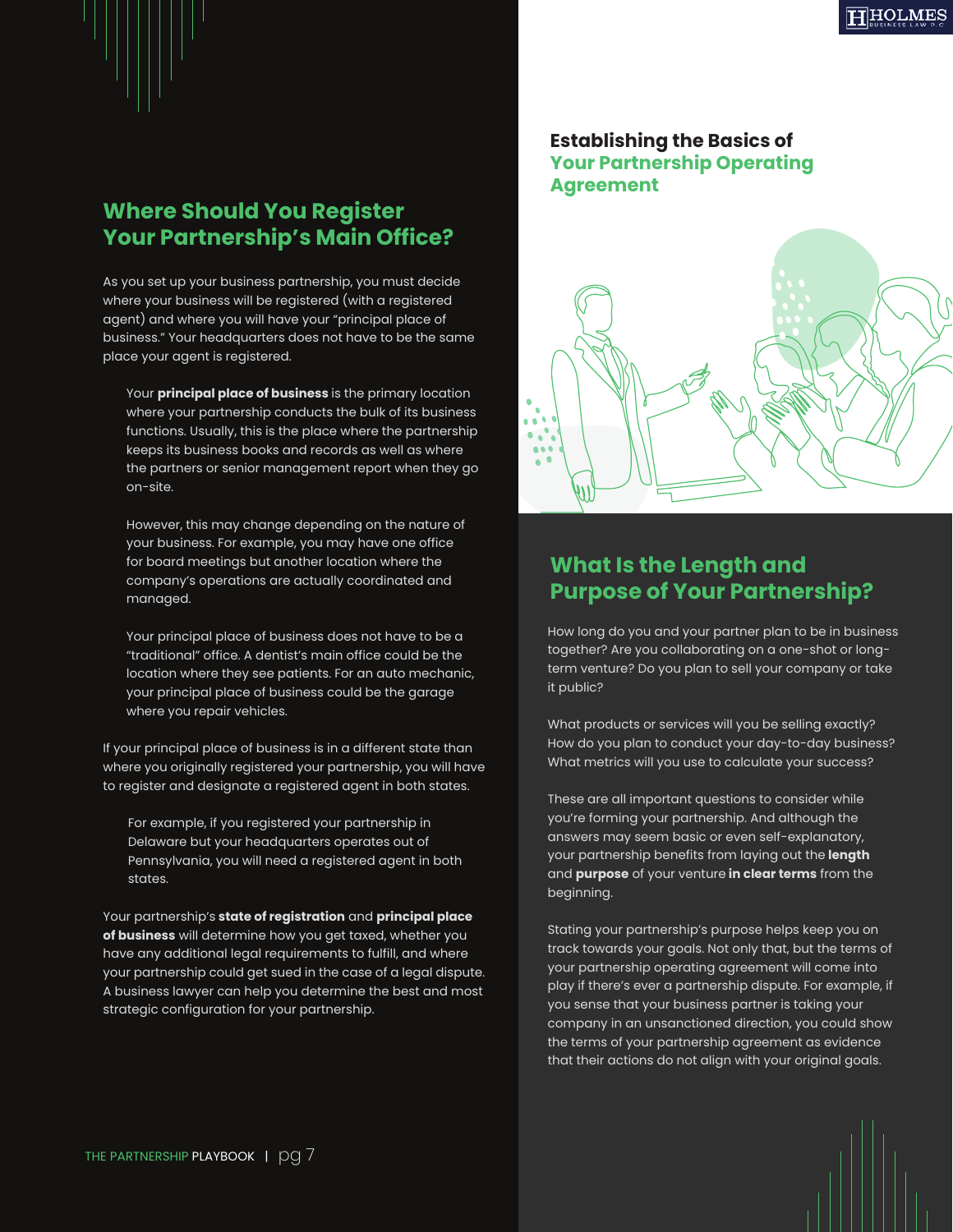## Where Should You Register Your Partnership's Main Office?

As you set up your business partnership, you must decide where your business will be registered (with a registered agent) and where you will have your "principal place of business." Your headquarters does not have to be the same place your agent is registered.

Your **principal place of business** is the primary location where your partnership conducts the bulk of its business functions. Usually, this is the place where the partnership keeps its business books and records as well as where the partners or senior management report when they go on-site.

However, this may change depending on the nature of your business. For example, you may have one office for board meetings but another location where the company's operations are actually coordinated and managed.

Your principal place of business does not have to be a "traditional" office. A dentist's main office could be the location where they see patients. For an auto mechanic, your principal place of business could be the garage where you repair vehicles.

If your principal place of business is in a different state than where you originally registered your partnership, you will have to register and designate a registered agent in both states.

For example, if you registered your partnership in Delaware but your headquarters operates out of Pennsylvania, you will need a registered agent in both states.

Your partnership's **state of registration** and **principal place of business** will determine how you get taxed, whether you have any additional legal requirements to fulfill, and where your partnership could get sued in the case of a legal dispute. A business lawyer can help you determine the best and most strategic configuration for your partnership.

# Establishing the Basics of Your Partnership Operating Agreement

## What Is the Length and Purpose of Your Partnership?

How long do you and your partner plan to be in business together? Are you collaborating on a one-shot or long-term venture? Do you plan to sell your company or take it public?

What products or services will you be selling exactly? How do you plan to conduct your day-to-day business? What metrics will you use to calculate your success?

These are all important questions to consider while you're forming your partnership. And although the answers may seem basic or even self-explanatory, your partnership benefits from laying out the **length** and **purpose** of your venture **in clear terms** from the beginning.

Stating your partnership's purpose helps keep you on track towards your goals. Not only that, but the terms of your partnership operating agreement will come into play if there's ever a partnership dispute. For example, if you sense that your business partner is taking your company in an unsanctioned direction, you could show the terms of your partnership agreement as evidence that their actions do not align with your original goals.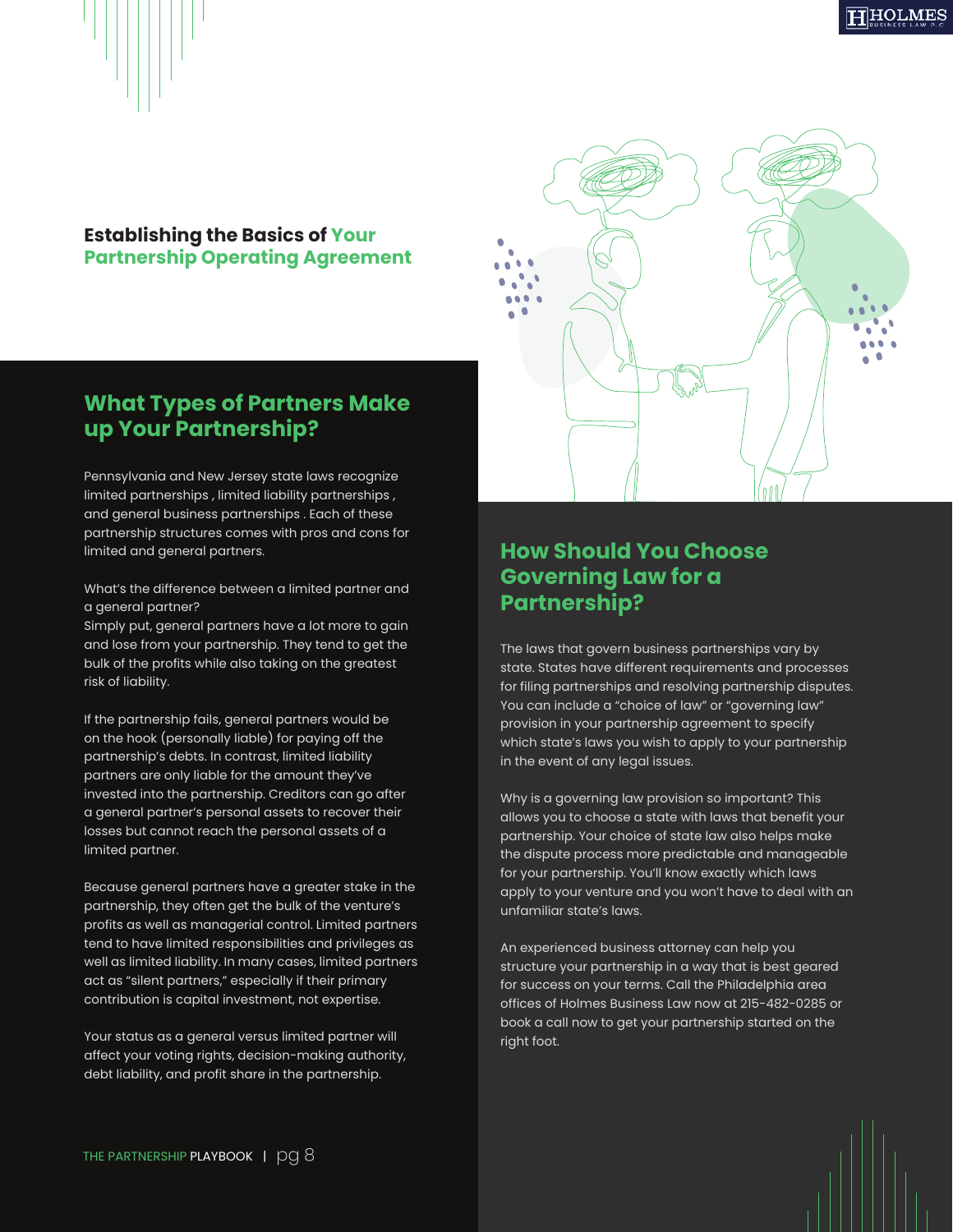## Establishing the Basics of Your Partnership Operating Agreement

### What Types of Partners Make up Your Partnership?

Pennsylvania and New Jersey state laws recognize limited partnerships , limited liability partnerships , and general business partnerships . Each of these partnership structures comes with pros and cons for limited and general partners.

What's the difference between a limited partner and a general partner?
Simply put, general partners have a lot more to gain and lose from your partnership. They tend to get the bulk of the profits while also taking on the greatest risk of liability.

If the partnership fails, general partners would be on the hook (personally liable) for paying off the partnership's debts. In contrast, limited liability partners are only liable for the amount they've invested into the partnership. Creditors can go after a general partner's personal assets to recover their losses but cannot reach the personal assets of a limited partner.

Because general partners have a greater stake in the partnership, they often get the bulk of the venture's profits as well as managerial control. Limited partners tend to have limited responsibilities and privileges as well as limited liability. In many cases, limited partners act as "silent partners," especially if their primary contribution is capital investment, not expertise.

Your status as a general versus limited partner will affect your voting rights, decision-making authority, debt liability, and profit share in the partnership.

### How Should You Choose Governing Law for a Partnership?

The laws that govern business partnerships vary by state. States have different requirements and processes for filing partnerships and resolving partnership disputes. You can include a "choice of law" or "governing law" provision in your partnership agreement to specify which state's laws you wish to apply to your partnership in the event of any legal issues.

Why is a governing law provision so important? This allows you to choose a state with laws that benefit your partnership. Your choice of state law also helps make the dispute process more predictable and manageable for your partnership. You'll know exactly which laws apply to your venture and you won't have to deal with an unfamiliar state's laws.

An experienced business attorney can help you structure your partnership in a way that is best geared for success on your terms. Call the Philadelphia area offices of Holmes Business Law now at 215-482-0285 or book a call now to get your partnership started on the right foot.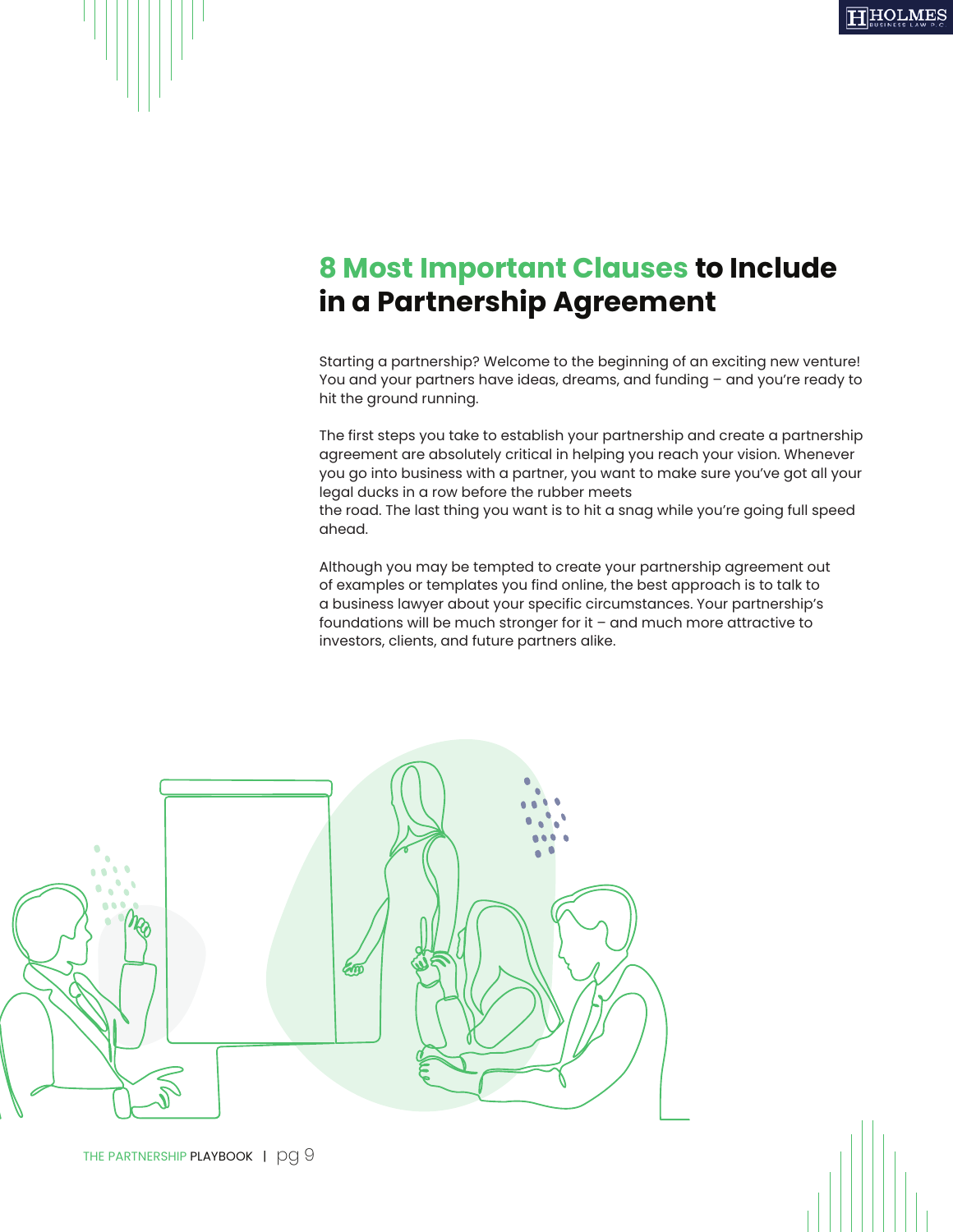# 8 Most Important Clauses to Include in a Partnership Agreement

Starting a partnership? Welcome to the beginning of an exciting new venture! You and your partners have ideas, dreams, and funding – and you're ready to hit the ground running.

The first steps you take to establish your partnership and create a partnership agreement are absolutely critical in helping you reach your vision. Whenever you go into business with a partner, you want to make sure you've got all your legal ducks in a row before the rubber meets the road. The last thing you want is to hit a snag while you're going full speed ahead.

Although you may be tempted to create your partnership agreement out of examples or templates you find online, the best approach is to talk to a business lawyer about your specific circumstances. Your partnership's foundations will be much stronger for it – and much more attractive to investors, clients, and future partners alike.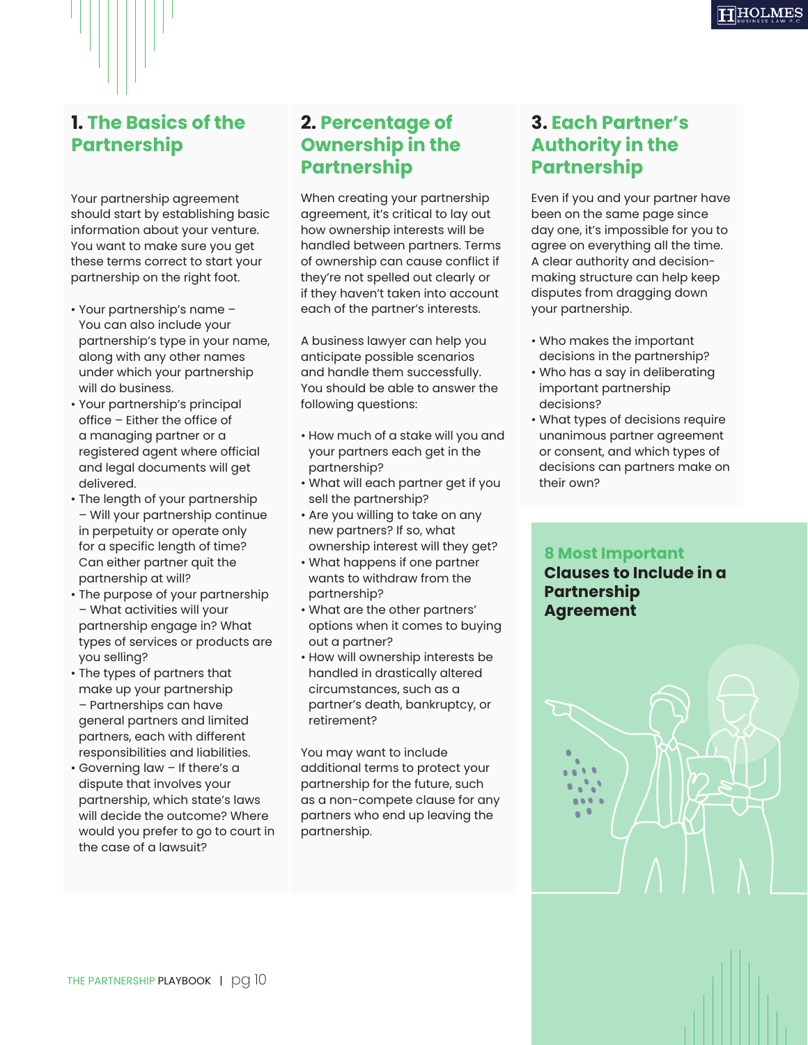## 1. The Basics of the Partnership

Your partnership agreement should start by establishing basic information about your venture. You want to make sure you get these terms correct to start your partnership on the right foot.

- Your partnership's name – You can also include your partnership's type in your name, along with any other names under which your partnership will do business.
- Your partnership's principal office – Either the office of a managing partner or a registered agent where official and legal documents will get delivered.
- The length of your partnership – Will your partnership continue in perpetuity or operate only for a specific length of time? Can either partner quit the partnership at will?
- The purpose of your partnership – What activities will your partnership engage in? What types of services or products are you selling?
- The types of partners that make up your partnership – Partnerships can have general partners and limited partners, each with different responsibilities and liabilities.
- Governing law – If there's a dispute that involves your partnership, which state's laws will decide the outcome? Where would you prefer to go to court in the case of a lawsuit?

## 2. Percentage of Ownership in the Partnership

When creating your partnership agreement, it's critical to lay out how ownership interests will be handled between partners. Terms of ownership can cause conflict if they're not spelled out clearly or if they haven't taken into account each of the partner's interests.

A business lawyer can help you anticipate possible scenarios and handle them successfully. You should be able to answer the following questions:

- How much of a stake will you and your partners each get in the partnership?
- What will each partner get if you sell the partnership?
- Are you willing to take on any new partners? If so, what ownership interest will they get?
- What happens if one partner wants to withdraw from the partnership?
- What are the other partners' options when it comes to buying out a partner?
- How will ownership interests be handled in drastically altered circumstances, such as a partner's death, bankruptcy, or retirement?

You may want to include additional terms to protect your partnership for the future, such as a non-compete clause for any partners who end up leaving the partnership.

## 3. Each Partner's Authority in the Partnership

Even if you and your partner have been on the same page since day one, it's impossible for you to agree on everything all the time. A clear authority and decision-making structure can help keep disputes from dragging down your partnership.

- Who makes the important decisions in the partnership?
- Who has a say in deliberating important partnership decisions?
- What types of decisions require unanimous partner agreement or consent, and which types of decisions can partners make on their own?

**8 Most Important Clauses to Include in a Partnership Agreement**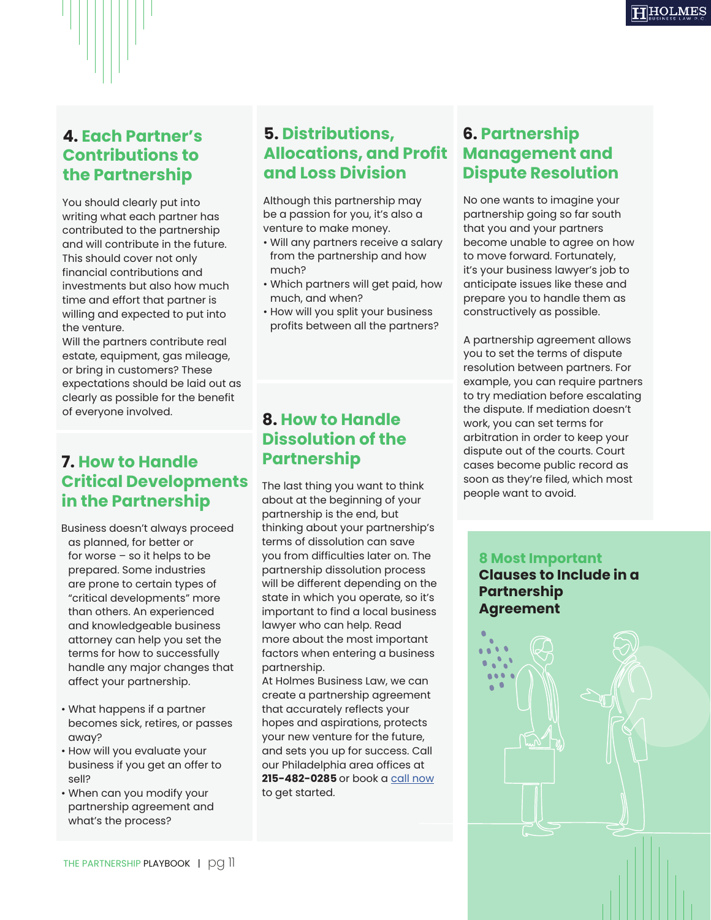## 4. Each Partner's Contributions to the Partnership

You should clearly put into writing what each partner has contributed to the partnership and will contribute in the future. This should cover not only financial contributions and investments but also how much time and effort that partner is willing and expected to put into the venture.

Will the partners contribute real estate, equipment, gas mileage, or bring in customers? These expectations should be laid out as clearly as possible for the benefit of everyone involved.

## 5. Distributions, Allocations, and Profit and Loss Division

Although this partnership may be a passion for you, it's also a venture to make money.

- Will any partners receive a salary from the partnership and how much?
- Which partners will get paid, how much, and when?
- How will you split your business profits between all the partners?

## 6. Partnership Management and Dispute Resolution

No one wants to imagine your partnership going so far south that you and your partners become unable to agree on how to move forward. Fortunately, it's your business lawyer's job to anticipate issues like these and prepare you to handle them as constructively as possible.

A partnership agreement allows you to set the terms of dispute resolution between partners. For example, you can require partners to try mediation before escalating the dispute. If mediation doesn't work, you can set terms for arbitration in order to keep your dispute out of the courts. Court cases become public record as soon as they're filed, which most people want to avoid.

## 7. How to Handle Critical Developments in the Partnership

Business doesn't always proceed as planned, for better or for worse – so it helps to be prepared. Some industries are prone to certain types of "critical developments" more than others. An experienced and knowledgeable business attorney can help you set the terms for how to successfully handle any major changes that affect your partnership.

- What happens if a partner becomes sick, retires, or passes away?
- How will you evaluate your business if you get an offer to sell?
- When can you modify your partnership agreement and what's the process?

## 8. How to Handle Dissolution of the Partnership

The last thing you want to think about at the beginning of your partnership is the end, but thinking about your partnership's terms of dissolution can save you from difficulties later on. The partnership dissolution process will be different depending on the state in which you operate, so it's important to find a local business lawyer who can help. Read more about the most important factors when entering a business partnership.

At Holmes Business Law, we can create a partnership agreement that accurately reflects your hopes and aspirations, protects your new venture for the future, and sets you up for success. Call our Philadelphia area offices at **215-482-0285** or book a call now to get started.

**8 Most Important Clauses to Include in a Partnership Agreement**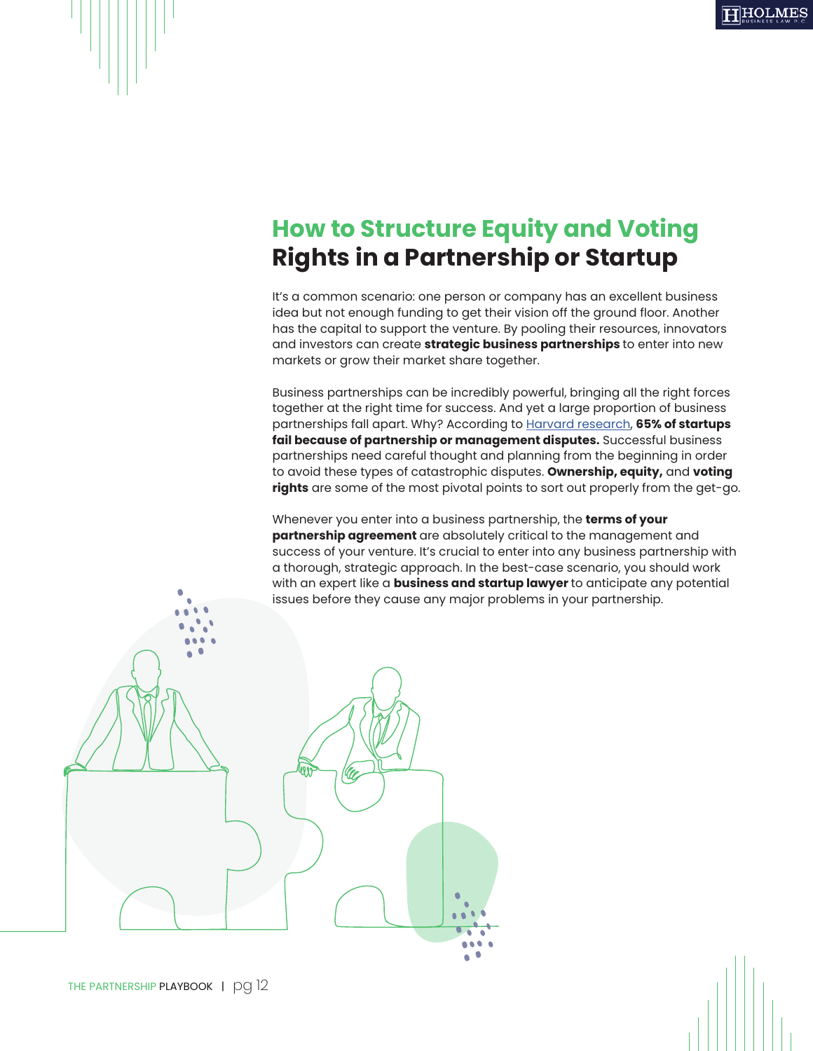# How to Structure Equity and Voting Rights in a Partnership or Startup

It's a common scenario: one person or company has an excellent business idea but not enough funding to get their vision off the ground floor. Another has the capital to support the venture. By pooling their resources, innovators and investors can create **strategic business partnerships** to enter into new markets or grow their market share together.

Business partnerships can be incredibly powerful, bringing all the right forces together at the right time for success. And yet a large proportion of business partnerships fall apart. Why? According to Harvard research, **65% of startups fail because of partnership or management disputes.** Successful business partnerships need careful thought and planning from the beginning in order to avoid these types of catastrophic disputes. **Ownership, equity,** and **voting rights** are some of the most pivotal points to sort out properly from the get-go.

Whenever you enter into a business partnership, the **terms of your partnership agreement** are absolutely critical to the management and success of your venture. It's crucial to enter into any business partnership with a thorough, strategic approach. In the best-case scenario, you should work with an expert like a **business and startup lawyer** to anticipate any potential issues before they cause any major problems in your partnership.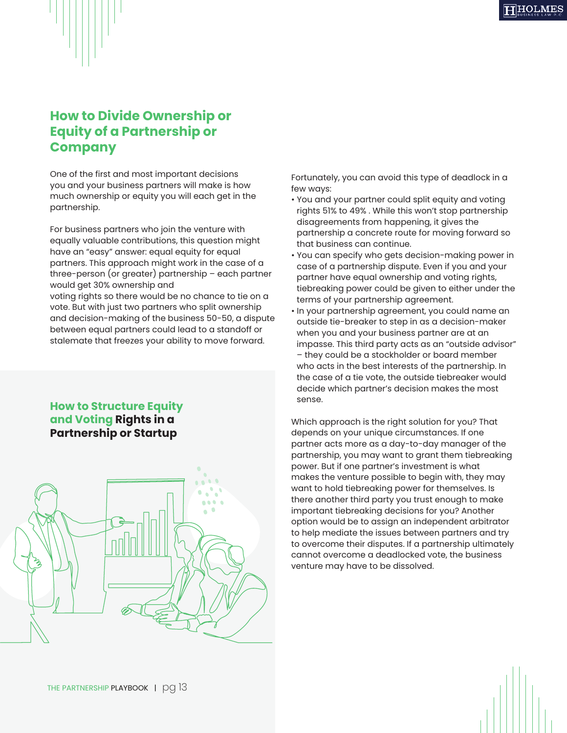## How to Divide Ownership or Equity of a Partnership or Company

One of the first and most important decisions you and your business partners will make is how much ownership or equity you will each get in the partnership.

For business partners who join the venture with equally valuable contributions, this question might have an "easy" answer: equal equity for equal partners. This approach might work in the case of a three-person (or greater) partnership – each partner would get 30% ownership and voting rights so there would be no chance to tie on a vote. But with just two partners who split ownership and decision-making of the business 50-50, a dispute between equal partners could lead to a standoff or stalemate that freezes your ability to move forward.

### How to Structure Equity and Voting Rights in a Partnership or Startup

Fortunately, you can avoid this type of deadlock in a few ways:

- You and your partner could split equity and voting rights 51% to 49% . While this won't stop partnership disagreements from happening, it gives the partnership a concrete route for moving forward so that business can continue.
- You can specify who gets decision-making power in case of a partnership dispute. Even if you and your partner have equal ownership and voting rights, tiebreaking power could be given to either under the terms of your partnership agreement.
- In your partnership agreement, you could name an outside tie-breaker to step in as a decision-maker when you and your business partner are at an impasse. This third party acts as an "outside advisor" – they could be a stockholder or board member who acts in the best interests of the partnership. In the case of a tie vote, the outside tiebreaker would decide which partner's decision makes the most sense.

Which approach is the right solution for you? That depends on your unique circumstances. If one partner acts more as a day-to-day manager of the partnership, you may want to grant them tiebreaking power. But if one partner's investment is what makes the venture possible to begin with, they may want to hold tiebreaking power for themselves. Is there another third party you trust enough to make important tiebreaking decisions for you? Another option would be to assign an independent arbitrator to help mediate the issues between partners and try to overcome their disputes. If a partnership ultimately cannot overcome a deadlocked vote, the business venture may have to be dissolved.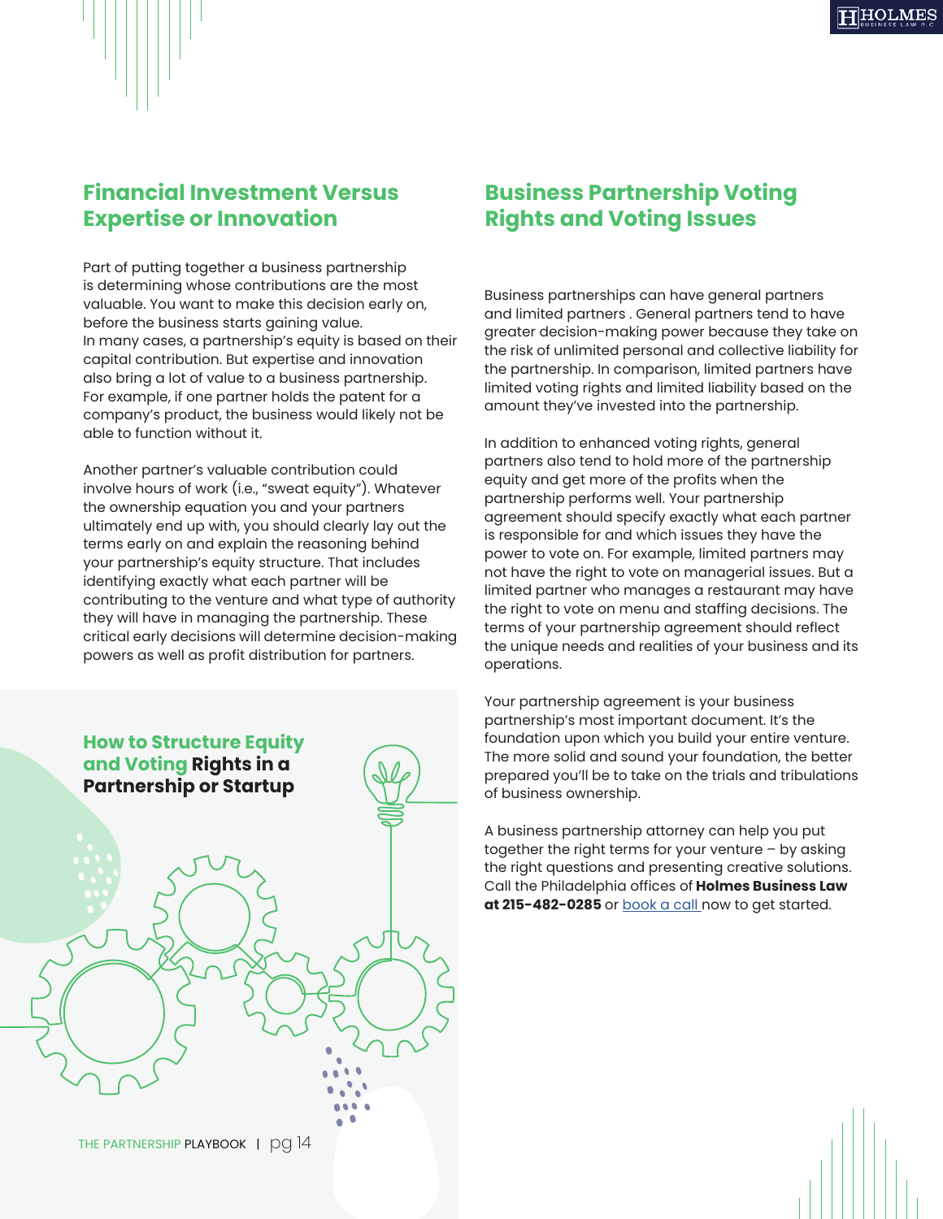## Financial Investment Versus Expertise or Innovation

Part of putting together a business partnership is determining whose contributions are the most valuable. You want to make this decision early on, before the business starts gaining value. In many cases, a partnership's equity is based on their capital contribution. But expertise and innovation also bring a lot of value to a business partnership. For example, if one partner holds the patent for a company's product, the business would likely not be able to function without it.

Another partner's valuable contribution could involve hours of work (i.e., "sweat equity"). Whatever the ownership equation you and your partners ultimately end up with, you should clearly lay out the terms early on and explain the reasoning behind your partnership's equity structure. That includes identifying exactly what each partner will be contributing to the venture and what type of authority they will have in managing the partnership. These critical early decisions will determine decision-making powers as well as profit distribution for partners.

**How to Structure Equity and Voting Rights in a Partnership or Startup**

## Business Partnership Voting Rights and Voting Issues

Business partnerships can have general partners and limited partners . General partners tend to have greater decision-making power because they take on the risk of unlimited personal and collective liability for the partnership. In comparison, limited partners have limited voting rights and limited liability based on the amount they've invested into the partnership.

In addition to enhanced voting rights, general partners also tend to hold more of the partnership equity and get more of the profits when the partnership performs well. Your partnership agreement should specify exactly what each partner is responsible for and which issues they have the power to vote on. For example, limited partners may not have the right to vote on managerial issues. But a limited partner who manages a restaurant may have the right to vote on menu and staffing decisions. The terms of your partnership agreement should reflect the unique needs and realities of your business and its operations.

Your partnership agreement is your business partnership's most important document. It's the foundation upon which you build your entire venture. The more solid and sound your foundation, the better prepared you'll be to take on the trials and tribulations of business ownership.

A business partnership attorney can help you put together the right terms for your venture – by asking the right questions and presenting creative solutions. Call the Philadelphia offices of **Holmes Business Law at 215-482-0285** or book a call now to get started.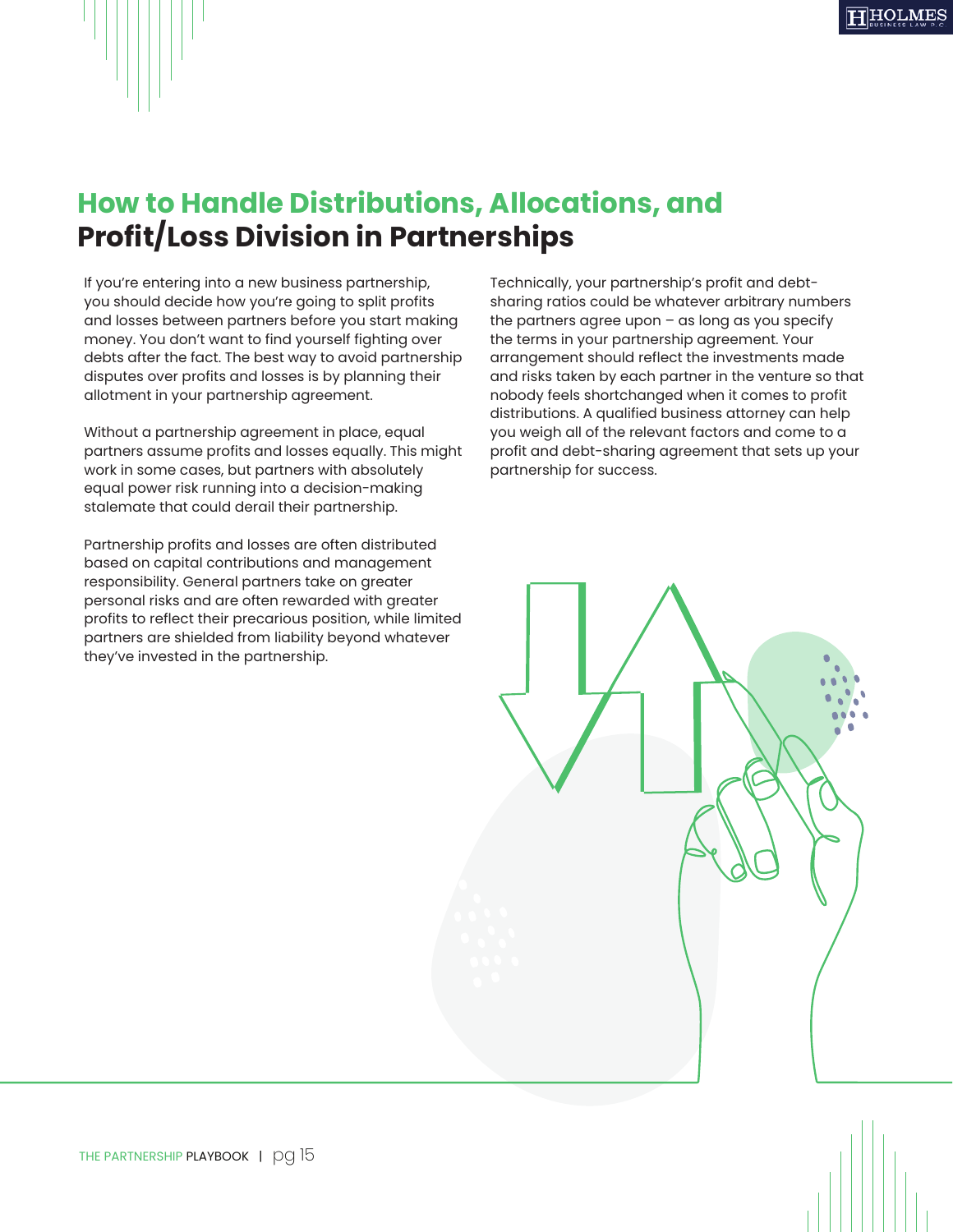# How to Handle Distributions, Allocations, and Profit/Loss Division in Partnerships

If you're entering into a new business partnership, you should decide how you're going to split profits and losses between partners before you start making money. You don't want to find yourself fighting over debts after the fact. The best way to avoid partnership disputes over profits and losses is by planning their allotment in your partnership agreement.

Without a partnership agreement in place, equal partners assume profits and losses equally. This might work in some cases, but partners with absolutely equal power risk running into a decision-making stalemate that could derail their partnership.

Partnership profits and losses are often distributed based on capital contributions and management responsibility. General partners take on greater personal risks and are often rewarded with greater profits to reflect their precarious position, while limited partners are shielded from liability beyond whatever they've invested in the partnership.

Technically, your partnership's profit and debt-sharing ratios could be whatever arbitrary numbers the partners agree upon – as long as you specify the terms in your partnership agreement. Your arrangement should reflect the investments made and risks taken by each partner in the venture so that nobody feels shortchanged when it comes to profit distributions. A qualified business attorney can help you weigh all of the relevant factors and come to a profit and debt-sharing agreement that sets up your partnership for success.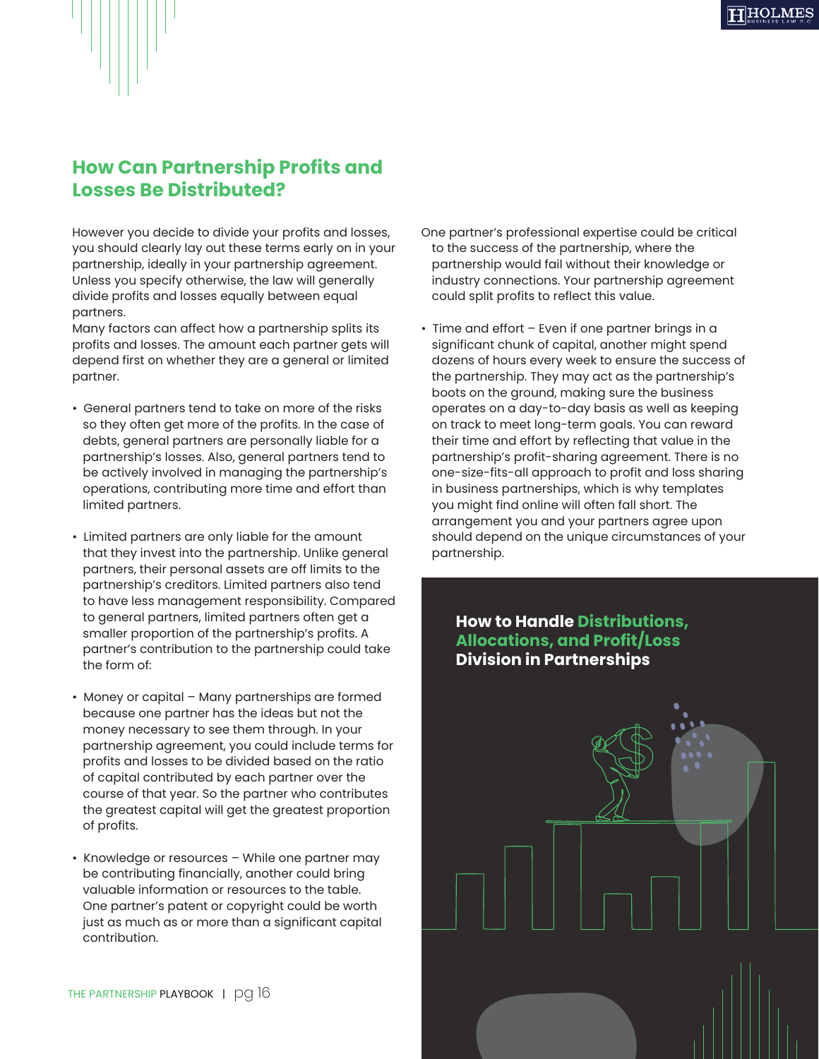## How Can Partnership Profits and Losses Be Distributed?

However you decide to divide your profits and losses, you should clearly lay out these terms early on in your partnership, ideally in your partnership agreement. Unless you specify otherwise, the law will generally divide profits and losses equally between equal partners.

Many factors can affect how a partnership splits its profits and losses. The amount each partner gets will depend first on whether they are a general or limited partner.

- General partners tend to take on more of the risks so they often get more of the profits. In the case of debts, general partners are personally liable for a partnership's losses. Also, general partners tend to be actively involved in managing the partnership's operations, contributing more time and effort than limited partners.

- Limited partners are only liable for the amount that they invest into the partnership. Unlike general partners, their personal assets are off limits to the partnership's creditors. Limited partners also tend to have less management responsibility. Compared to general partners, limited partners often get a smaller proportion of the partnership's profits. A partner's contribution to the partnership could take the form of:

- Money or capital – Many partnerships are formed because one partner has the ideas but not the money necessary to see them through. In your partnership agreement, you could include terms for profits and losses to be divided based on the ratio of capital contributed by each partner over the course of that year. So the partner who contributes the greatest capital will get the greatest proportion of profits.

- Knowledge or resources – While one partner may be contributing financially, another could bring valuable information or resources to the table. One partner's patent or copyright could be worth just as much as or more than a significant capital contribution. One partner's professional expertise could be critical to the success of the partnership, where the partnership would fail without their knowledge or industry connections. Your partnership agreement could split profits to reflect this value.

- Time and effort – Even if one partner brings in a significant chunk of capital, another might spend dozens of hours every week to ensure the success of the partnership. They may act as the partnership's boots on the ground, making sure the business operates on a day-to-day basis as well as keeping on track to meet long-term goals. You can reward their time and effort by reflecting that value in the partnership's profit-sharing agreement. There is no one-size-fits-all approach to profit and loss sharing in business partnerships, which is why templates you might find online will often fall short. The arrangement you and your partners agree upon should depend on the unique circumstances of your partnership.

## How to Handle Distributions, Allocations, and Profit/Loss Division in Partnerships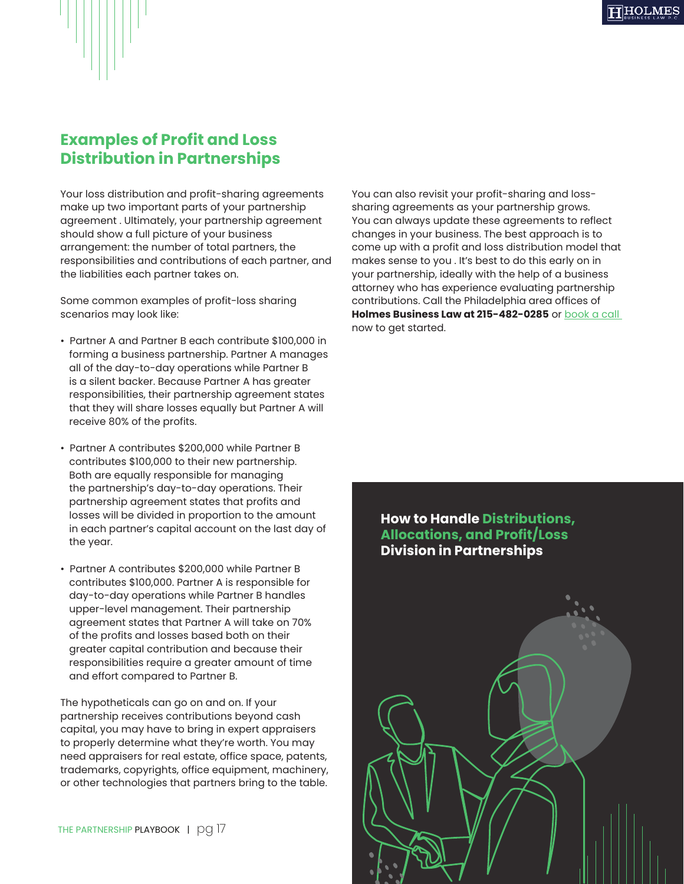## Examples of Profit and Loss Distribution in Partnerships

Your loss distribution and profit-sharing agreements make up two important parts of your partnership agreement . Ultimately, your partnership agreement should show a full picture of your business arrangement: the number of total partners, the responsibilities and contributions of each partner, and the liabilities each partner takes on.

Some common examples of profit-loss sharing scenarios may look like:

- Partner A and Partner B each contribute $100,000 in forming a business partnership. Partner A manages all of the day-to-day operations while Partner B is a silent backer. Because Partner A has greater responsibilities, their partnership agreement states that they will share losses equally but Partner A will receive 80% of the profits.
- Partner A contributes $200,000 while Partner B contributes $100,000 to their new partnership. Both are equally responsible for managing the partnership's day-to-day operations. Their partnership agreement states that profits and losses will be divided in proportion to the amount in each partner's capital account on the last day of the year.
- Partner A contributes $200,000 while Partner B contributes $100,000. Partner A is responsible for day-to-day operations while Partner B handles upper-level management. Their partnership agreement states that Partner A will take on 70% of the profits and losses based both on their greater capital contribution and because their responsibilities require a greater amount of time and effort compared to Partner B.

The hypotheticals can go on and on. If your partnership receives contributions beyond cash capital, you may have to bring in expert appraisers to properly determine what they're worth. You may need appraisers for real estate, office space, patents, trademarks, copyrights, office equipment, machinery, or other technologies that partners bring to the table.

You can also revisit your profit-sharing and loss-sharing agreements as your partnership grows. You can always update these agreements to reflect changes in your business. The best approach is to come up with a profit and loss distribution model that makes sense to you . It's best to do this early on in your partnership, ideally with the help of a business attorney who has experience evaluating partnership contributions. Call the Philadelphia area offices of **Holmes Business Law at 215-482-0285** or book a call now to get started.

**How to Handle Distributions, Allocations, and Profit/Loss Division in Partnerships**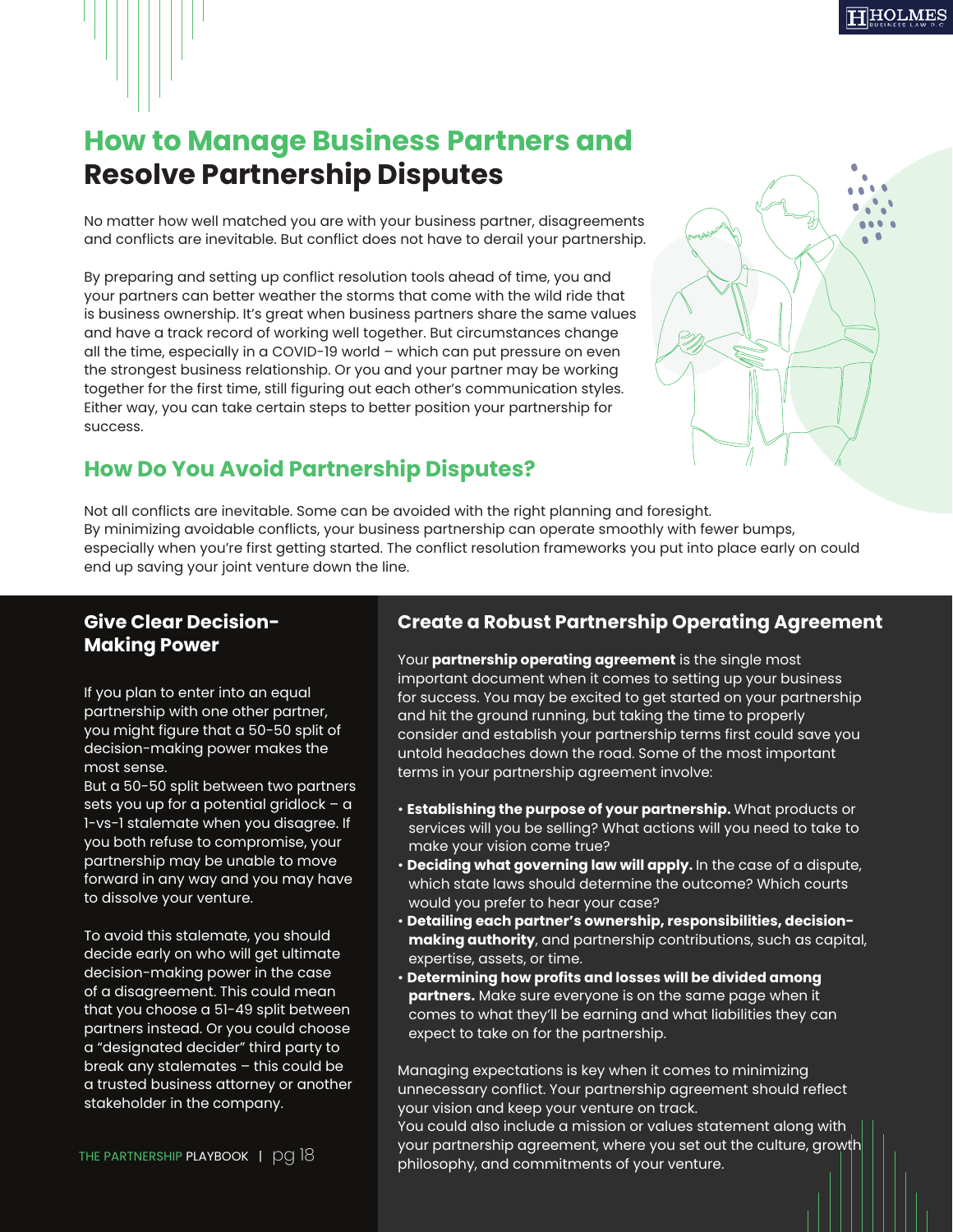# How to Manage Business Partners and Resolve Partnership Disputes

No matter how well matched you are with your business partner, disagreements and conflicts are inevitable. But conflict does not have to derail your partnership.

By preparing and setting up conflict resolution tools ahead of time, you and your partners can better weather the storms that come with the wild ride that is business ownership. It's great when business partners share the same values and have a track record of working well together. But circumstances change all the time, especially in a COVID-19 world – which can put pressure on even the strongest business relationship. Or you and your partner may be working together for the first time, still figuring out each other's communication styles. Either way, you can take certain steps to better position your partnership for success.

## How Do You Avoid Partnership Disputes?

Not all conflicts are inevitable. Some can be avoided with the right planning and foresight. By minimizing avoidable conflicts, your business partnership can operate smoothly with fewer bumps, especially when you're first getting started. The conflict resolution frameworks you put into place early on could end up saving your joint venture down the line.

### Give Clear Decision-Making Power

If you plan to enter into an equal partnership with one other partner, you might figure that a 50-50 split of decision-making power makes the most sense.
But a 50-50 split between two partners sets you up for a potential gridlock – a 1-vs-1 stalemate when you disagree. If you both refuse to compromise, your partnership may be unable to move forward in any way and you may have to dissolve your venture.

To avoid this stalemate, you should decide early on who will get ultimate decision-making power in the case of a disagreement. This could mean that you choose a 51-49 split between partners instead. Or you could choose a "designated decider" third party to break any stalemates – this could be a trusted business attorney or another stakeholder in the company.

### Create a Robust Partnership Operating Agreement

Your **partnership operating agreement** is the single most important document when it comes to setting up your business for success. You may be excited to get started on your partnership and hit the ground running, but taking the time to properly consider and establish your partnership terms first could save you untold headaches down the road. Some of the most important terms in your partnership agreement involve:

- **Establishing the purpose of your partnership.** What products or services will you be selling? What actions will you need to take to make your vision come true?
- **Deciding what governing law will apply.** In the case of a dispute, which state laws should determine the outcome? Which courts would you prefer to hear your case?
- **Detailing each partner's ownership, responsibilities, decision-making authority**, and partnership contributions, such as capital, expertise, assets, or time.
- **Determining how profits and losses will be divided among partners.** Make sure everyone is on the same page when it comes to what they'll be earning and what liabilities they can expect to take on for the partnership.

Managing expectations is key when it comes to minimizing unnecessary conflict. Your partnership agreement should reflect your vision and keep your venture on track.
You could also include a mission or values statement along with your partnership agreement, where you set out the culture, growth philosophy, and commitments of your venture.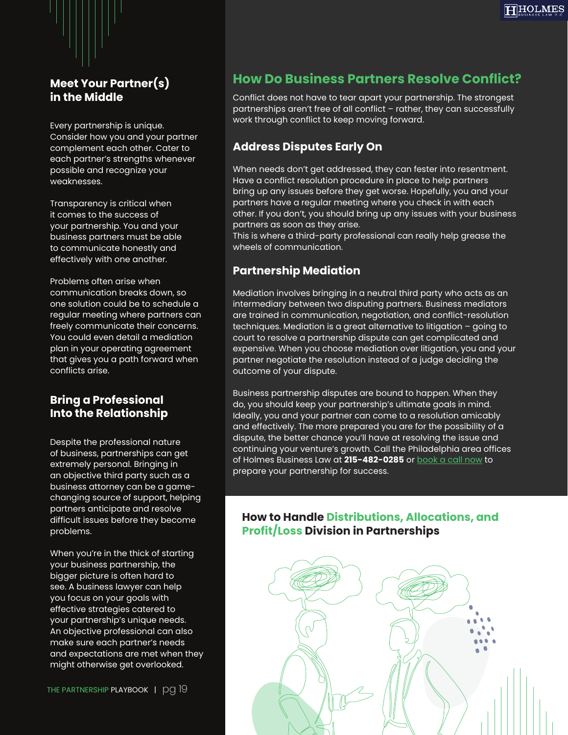## Meet Your Partner(s) in the Middle

Every partnership is unique. Consider how you and your partner complement each other. Cater to each partner's strengths whenever possible and recognize your weaknesses.

Transparency is critical when it comes to the success of your partnership. You and your business partners must be able to communicate honestly and effectively with one another.

Problems often arise when communication breaks down, so one solution could be to schedule a regular meeting where partners can freely communicate their concerns. You could even detail a mediation plan in your operating agreement that gives you a path forward when conflicts arise.

## Bring a Professional Into the Relationship

Despite the professional nature of business, partnerships can get extremely personal. Bringing in an objective third party such as a business attorney can be a game-changing source of support, helping partners anticipate and resolve difficult issues before they become problems.

When you're in the thick of starting your business partnership, the bigger picture is often hard to see. A business lawyer can help you focus on your goals with effective strategies catered to your partnership's unique needs. An objective professional can also make sure each partner's needs and expectations are met when they might otherwise get overlooked.

## How Do Business Partners Resolve Conflict?

Conflict does not have to tear apart your partnership. The strongest partnerships aren't free of all conflict – rather, they can successfully work through conflict to keep moving forward.

### Address Disputes Early On

When needs don't get addressed, they can fester into resentment. Have a conflict resolution procedure in place to help partners bring up any issues before they get worse. Hopefully, you and your partners have a regular meeting where you check in with each other. If you don't, you should bring up any issues with your business partners as soon as they arise.
This is where a third-party professional can really help grease the wheels of communication.

### Partnership Mediation

Mediation involves bringing in a neutral third party who acts as an intermediary between two disputing partners. Business mediators are trained in communication, negotiation, and conflict-resolution techniques. Mediation is a great alternative to litigation – going to court to resolve a partnership dispute can get complicated and expensive. When you choose mediation over litigation, you and your partner negotiate the resolution instead of a judge deciding the outcome of your dispute.

Business partnership disputes are bound to happen. When they do, you should keep your partnership's ultimate goals in mind. Ideally, you and your partner can come to a resolution amicably and effectively. The more prepared you are for the possibility of a dispute, the better chance you'll have at resolving the issue and continuing your venture's growth. Call the Philadelphia area offices of Holmes Business Law at **215-482-0285** or book a call now to prepare your partnership for success.

## How to Handle Distributions, Allocations, and Profit/Loss Division in Partnerships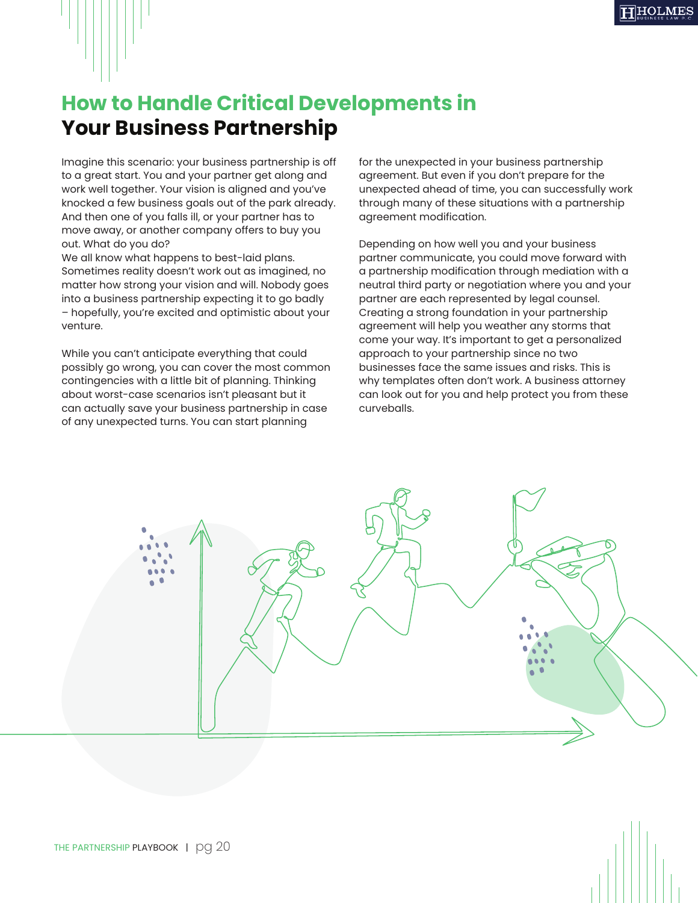# How to Handle Critical Developments in Your Business Partnership

Imagine this scenario: your business partnership is off to a great start. You and your partner get along and work well together. Your vision is aligned and you've knocked a few business goals out of the park already. And then one of you falls ill, or your partner has to move away, or another company offers to buy you out. What do you do?
We all know what happens to best-laid plans. Sometimes reality doesn't work out as imagined, no matter how strong your vision and will. Nobody goes into a business partnership expecting it to go badly – hopefully, you're excited and optimistic about your venture.

While you can't anticipate everything that could possibly go wrong, you can cover the most common contingencies with a little bit of planning. Thinking about worst-case scenarios isn't pleasant but it can actually save your business partnership in case of any unexpected turns. You can start planning for the unexpected in your business partnership agreement. But even if you don't prepare for the unexpected ahead of time, you can successfully work through many of these situations with a partnership agreement modification.

Depending on how well you and your business partner communicate, you could move forward with a partnership modification through mediation with a neutral third party or negotiation where you and your partner are each represented by legal counsel. Creating a strong foundation in your partnership agreement will help you weather any storms that come your way. It's important to get a personalized approach to your partnership since no two businesses face the same issues and risks. This is why templates often don't work. A business attorney can look out for you and help protect you from these curveballs.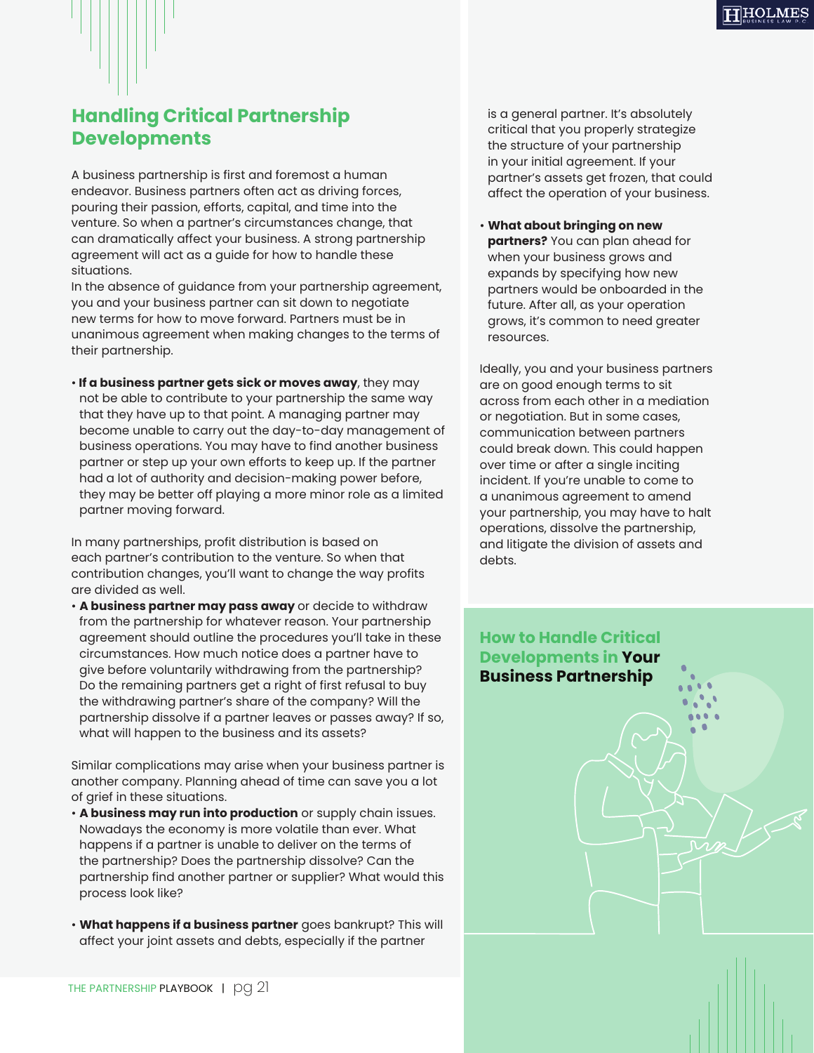## Handling Critical Partnership Developments

A business partnership is first and foremost a human endeavor. Business partners often act as driving forces, pouring their passion, efforts, capital, and time into the venture. So when a partner's circumstances change, that can dramatically affect your business. A strong partnership agreement will act as a guide for how to handle these situations.

In the absence of guidance from your partnership agreement, you and your business partner can sit down to negotiate new terms for how to move forward. Partners must be in unanimous agreement when making changes to the terms of their partnership.

- **If a business partner gets sick or moves away**, they may not be able to contribute to your partnership the same way that they have up to that point. A managing partner may become unable to carry out the day-to-day management of business operations. You may have to find another business partner or step up your own efforts to keep up. If the partner had a lot of authority and decision-making power before, they may be better off playing a more minor role as a limited partner moving forward.

In many partnerships, profit distribution is based on each partner's contribution to the venture. So when that contribution changes, you'll want to change the way profits are divided as well.

- **A business partner may pass away** or decide to withdraw from the partnership for whatever reason. Your partnership agreement should outline the procedures you'll take in these circumstances. How much notice does a partner have to give before voluntarily withdrawing from the partnership? Do the remaining partners get a right of first refusal to buy the withdrawing partner's share of the company? Will the partnership dissolve if a partner leaves or passes away? If so, what will happen to the business and its assets?

Similar complications may arise when your business partner is another company. Planning ahead of time can save you a lot of grief in these situations.

- **A business may run into production** or supply chain issues. Nowadays the economy is more volatile than ever. What happens if a partner is unable to deliver on the terms of the partnership? Does the partnership dissolve? Can the partnership find another partner or supplier? What would this process look like?

- **What happens if a business partner** goes bankrupt? This will affect your joint assets and debts, especially if the partner is a general partner. It's absolutely critical that you properly strategize the structure of your partnership in your initial agreement. If your partner's assets get frozen, that could affect the operation of your business.

- **What about bringing on new partners?** You can plan ahead for when your business grows and expands by specifying how new partners would be onboarded in the future. After all, as your operation grows, it's common to need greater resources.

Ideally, you and your business partners are on good enough terms to sit across from each other in a mediation or negotiation. But in some cases, communication between partners could break down. This could happen over time or after a single inciting incident. If you're unable to come to a unanimous agreement to amend your partnership, you may have to halt operations, dissolve the partnership, and litigate the division of assets and debts.

### How to Handle Critical Developments in **Your Business Partnership**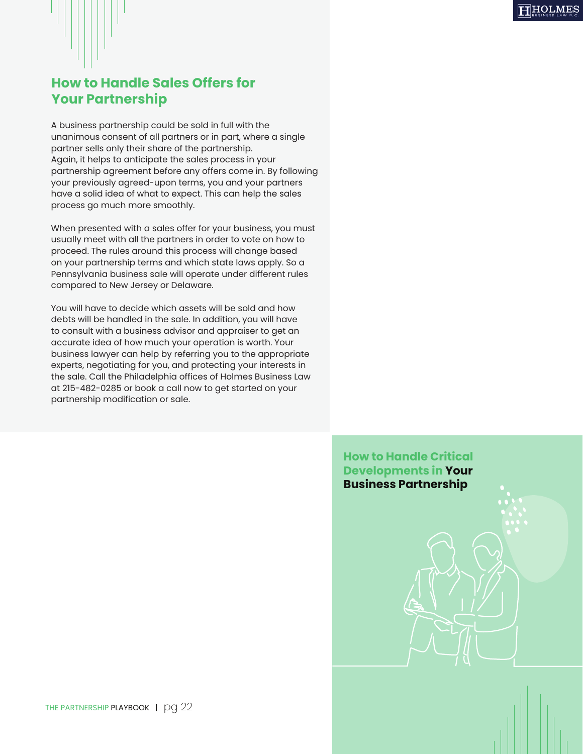## How to Handle Sales Offers for Your Partnership

A business partnership could be sold in full with the unanimous consent of all partners or in part, where a single partner sells only their share of the partnership. Again, it helps to anticipate the sales process in your partnership agreement before any offers come in. By following your previously agreed-upon terms, you and your partners have a solid idea of what to expect. This can help the sales process go much more smoothly.

When presented with a sales offer for your business, you must usually meet with all the partners in order to vote on how to proceed. The rules around this process will change based on your partnership terms and which state laws apply. So a Pennsylvania business sale will operate under different rules compared to New Jersey or Delaware.

You will have to decide which assets will be sold and how debts will be handled in the sale. In addition, you will have to consult with a business advisor and appraiser to get an accurate idea of how much your operation is worth. Your business lawyer can help by referring you to the appropriate experts, negotiating for you, and protecting your interests in the sale. Call the Philadelphia offices of Holmes Business Law at 215-482-0285 or book a call now to get started on your partnership modification or sale.

## How to Handle Critical Developments in Your Business Partnership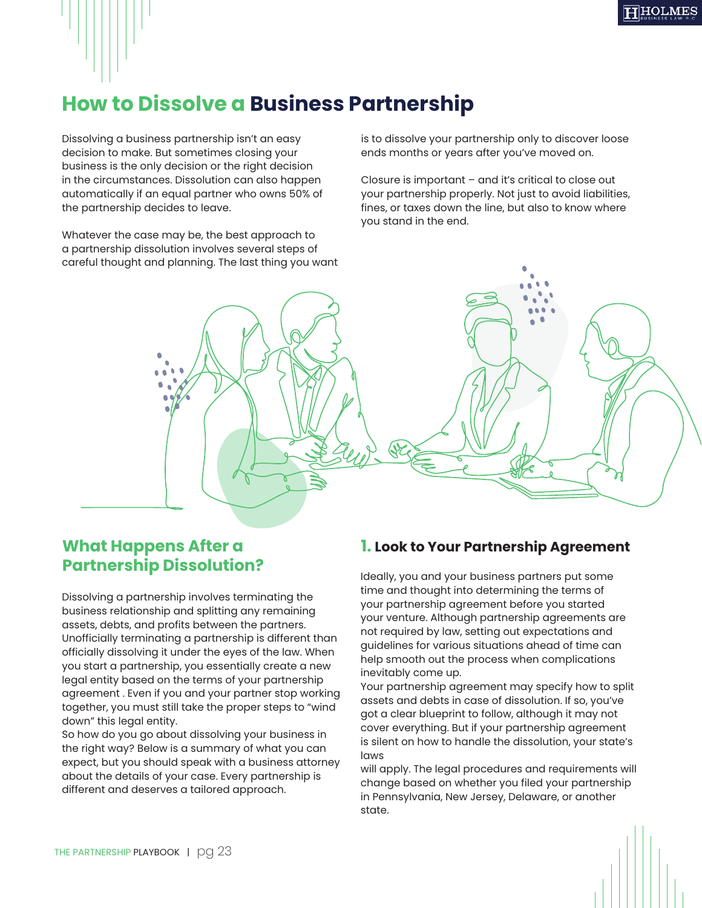# How to Dissolve a Business Partnership

Dissolving a business partnership isn't an easy decision to make. But sometimes closing your business is the only decision or the right decision in the circumstances. Dissolution can also happen automatically if an equal partner who owns 50% of the partnership decides to leave.

Whatever the case may be, the best approach to a partnership dissolution involves several steps of careful thought and planning. The last thing you want is to dissolve your partnership only to discover loose ends months or years after you've moved on.

Closure is important – and it's critical to close out your partnership properly. Not just to avoid liabilities, fines, or taxes down the line, but also to know where you stand in the end.

## What Happens After a Partnership Dissolution?

Dissolving a partnership involves terminating the business relationship and splitting any remaining assets, debts, and profits between the partners. Unofficially terminating a partnership is different than officially dissolving it under the eyes of the law. When you start a partnership, you essentially create a new legal entity based on the terms of your partnership agreement . Even if you and your partner stop working together, you must still take the proper steps to "wind down" this legal entity.

So how do you go about dissolving your business in the right way? Below is a summary of what you can expect, but you should speak with a business attorney about the details of your case. Every partnership is different and deserves a tailored approach.

### 1. Look to Your Partnership Agreement

Ideally, you and your business partners put some time and thought into determining the terms of your partnership agreement before you started your venture. Although partnership agreements are not required by law, setting out expectations and guidelines for various situations ahead of time can help smooth out the process when complications inevitably come up.

Your partnership agreement may specify how to split assets and debts in case of dissolution. If so, you've got a clear blueprint to follow, although it may not cover everything. But if your partnership agreement is silent on how to handle the dissolution, your state's laws will apply. The legal procedures and requirements will change based on whether you filed your partnership in Pennsylvania, New Jersey, Delaware, or another state.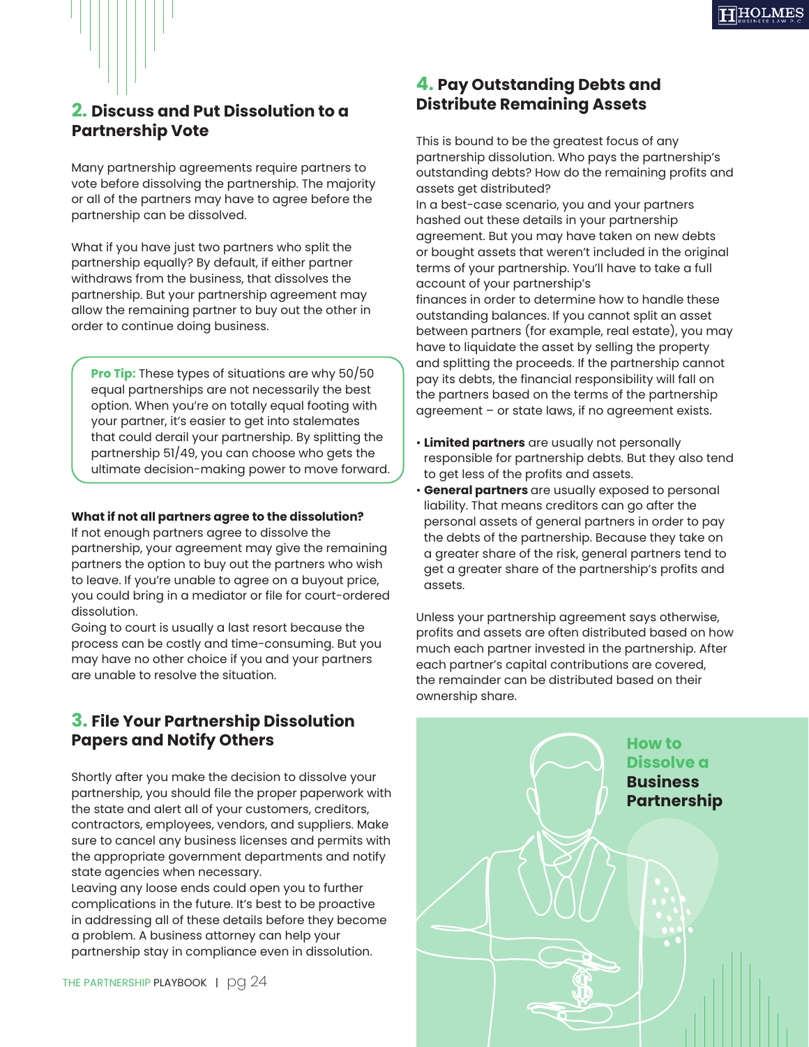## 2. Discuss and Put Dissolution to a Partnership Vote

Many partnership agreements require partners to vote before dissolving the partnership. The majority or all of the partners may have to agree before the partnership can be dissolved.

What if you have just two partners who split the partnership equally? By default, if either partner withdraws from the business, that dissolves the partnership. But your partnership agreement may allow the remaining partner to buy out the other in order to continue doing business.

> **Pro Tip:** These types of situations are why 50/50 equal partnerships are not necessarily the best option. When you're on totally equal footing with your partner, it's easier to get into stalemates that could derail your partnership. By splitting the partnership 51/49, you can choose who gets the ultimate decision-making power to move forward.

**What if not all partners agree to the dissolution?**
If not enough partners agree to dissolve the partnership, your agreement may give the remaining partners the option to buy out the partners who wish to leave. If you're unable to agree on a buyout price, you could bring in a mediator or file for court-ordered dissolution.
Going to court is usually a last resort because the process can be costly and time-consuming. But you may have no other choice if you and your partners are unable to resolve the situation.

## 3. File Your Partnership Dissolution Papers and Notify Others

Shortly after you make the decision to dissolve your partnership, you should file the proper paperwork with the state and alert all of your customers, creditors, contractors, employees, vendors, and suppliers. Make sure to cancel any business licenses and permits with the appropriate government departments and notify state agencies when necessary.
Leaving any loose ends could open you to further complications in the future. It's best to be proactive in addressing all of these details before they become a problem. A business attorney can help your partnership stay in compliance even in dissolution.

## 4. Pay Outstanding Debts and Distribute Remaining Assets

This is bound to be the greatest focus of any partnership dissolution. Who pays the partnership's outstanding debts? How do the remaining profits and assets get distributed?
In a best-case scenario, you and your partners hashed out these details in your partnership agreement. But you may have taken on new debts or bought assets that weren't included in the original terms of your partnership. You'll have to take a full account of your partnership's finances in order to determine how to handle these outstanding balances. If you cannot split an asset between partners (for example, real estate), you may have to liquidate the asset by selling the property and splitting the proceeds. If the partnership cannot pay its debts, the financial responsibility will fall on the partners based on the terms of the partnership agreement – or state laws, if no agreement exists.

- **Limited partners** are usually not personally responsible for partnership debts. But they also tend to get less of the profits and assets.
- **General partners** are usually exposed to personal liability. That means creditors can go after the personal assets of general partners in order to pay the debts of the partnership. Because they take on a greater share of the risk, general partners tend to get a greater share of the partnership's profits and assets.

Unless your partnership agreement says otherwise, profits and assets are often distributed based on how much each partner invested in the partnership. After each partner's capital contributions are covered, the remainder can be distributed based on their ownership share.

**How to Dissolve a Business Partnership**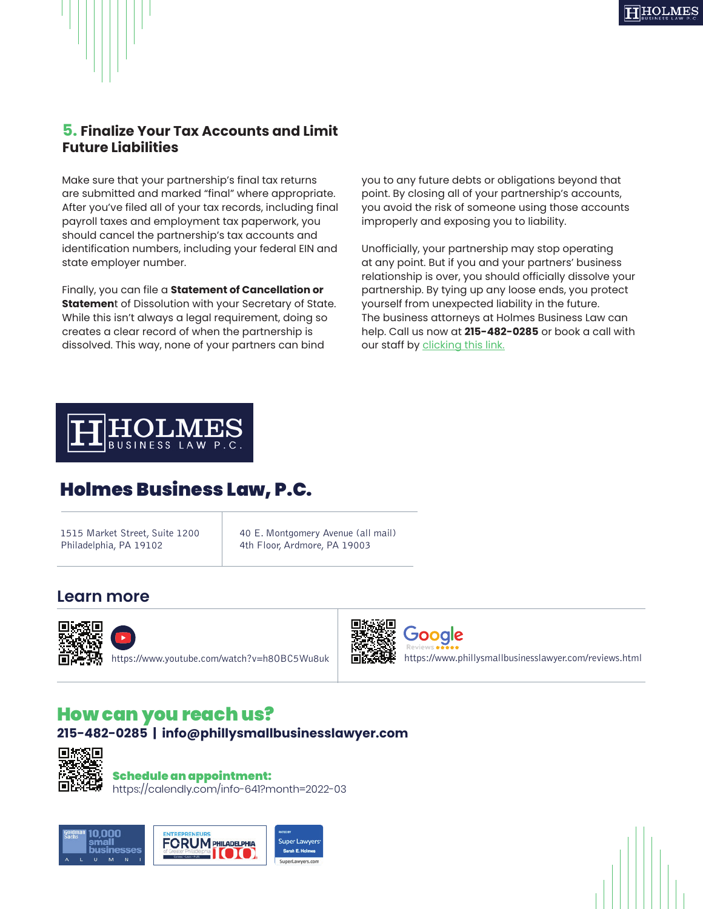## 5. Finalize Your Tax Accounts and Limit Future Liabilities

Make sure that your partnership's final tax returns are submitted and marked "final" where appropriate. After you've filed all of your tax records, including final payroll taxes and employment tax paperwork, you should cancel the partnership's tax accounts and identification numbers, including your federal EIN and state employer number.

Finally, you can file a **Statement of Cancellation or Statemen**t of Dissolution with your Secretary of State. While this isn't always a legal requirement, doing so creates a clear record of when the partnership is dissolved. This way, none of your partners can bind you to any future debts or obligations beyond that point. By closing all of your partnership's accounts, you avoid the risk of someone using those accounts improperly and exposing you to liability.

Unofficially, your partnership may stop operating at any point. But if you and your partners' business relationship is over, you should officially dissolve your partnership. By tying up any loose ends, you protect yourself from unexpected liability in the future. The business attorneys at Holmes Business Law can help. Call us now at **215-482-0285** or book a call with our staff by clicking this link.

HOLMES BUSINESS LAW P.C.

## Holmes Business Law, P.C.

| | |
|---|---|
| 1515 Market Street, Suite 1200<br>Philadelphia, PA 19102 | 40 E. Montgomery Avenue (all mail)<br>4th Floor, Ardmore, PA 19003 |

## Learn more

https://www.youtube.com/watch?v=h80BC5Wu8uk

Google Reviews

https://www.phillysmallbusinesslawyer.com/reviews.html

## How can you reach us?

**215-482-0285 | info@phillysmallbusinesslawyer.com**

**Schedule an appointment:**
https://calendly.com/info-641?month=2022-03

Goldman Sachs 10,000 small businesses ALUMNI

ENTREPRENEURS FORUM of Greater Philadelphia PHILADELPHIA 100

Super Lawyers Sarah E. Holmes SuperLawyers.com